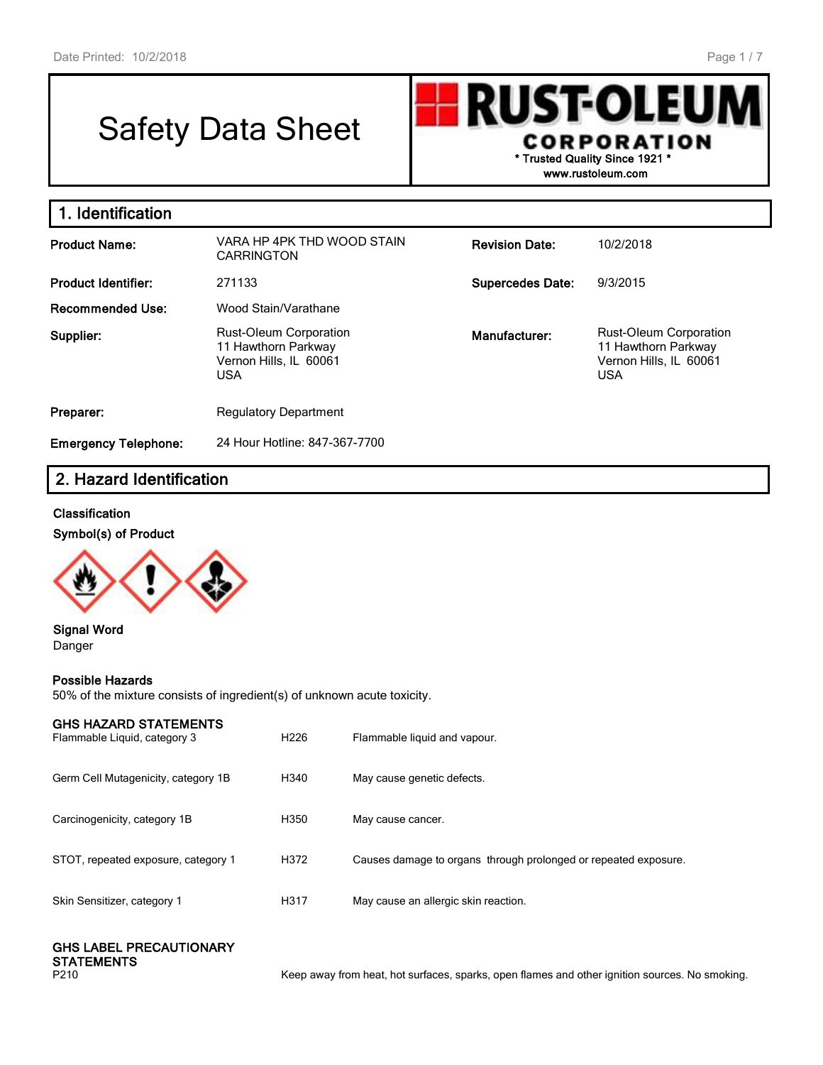Date Printed: 10/2/2018

# Safety Data Sheet

**RUST-OLEUM CORPORATION**
\* Trusted Quality Since 1921 \*
www.rustoleum.com

## 1. Identification

| | | | |
|---|---|---|---|
| **Product Name:** | VARA HP 4PK THD WOOD STAIN CARRINGTON | **Revision Date:** | 10/2/2018 |
| **Product Identifier:** | 271133 | **Supercedes Date:** | 9/3/2015 |
| **Recommended Use:** | Wood Stain/Varathane | | |
| **Supplier:** | Rust-Oleum Corporation<br>11 Hawthorn Parkway<br>Vernon Hills, IL 60061<br>USA | **Manufacturer:** | Rust-Oleum Corporation<br>11 Hawthorn Parkway<br>Vernon Hills, IL 60061<br>USA |
| **Preparer:** | Regulatory Department | | |
| **Emergency Telephone:** | 24 Hour Hotline: 847-367-7700 | | |

## 2. Hazard Identification

**Classification**

**Symbol(s) of Product**

**Signal Word**
Danger

**Possible Hazards**
50% of the mixture consists of ingredient(s) of unknown acute toxicity.

**GHS HAZARD STATEMENTS**

| | | |
|---|---|---|
| Flammable Liquid, category 3 | H226 | Flammable liquid and vapour. |
| Germ Cell Mutagenicity, category 1B | H340 | May cause genetic defects. |
| Carcinogenicity, category 1B | H350 | May cause cancer. |
| STOT, repeated exposure, category 1 | H372 | Causes damage to organs through prolonged or repeated exposure. |
| Skin Sensitizer, category 1 | H317 | May cause an allergic skin reaction. |

**GHS LABEL PRECAUTIONARY STATEMENTS**

| | |
|---|---|
| P210 | Keep away from heat, hot surfaces, sparks, open flames and other ignition sources. No smoking. |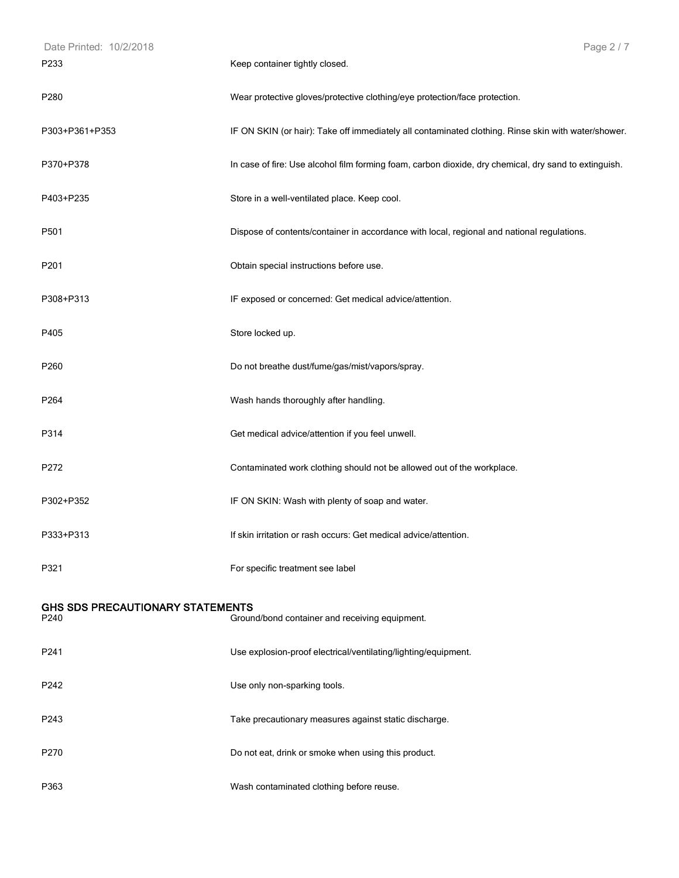| | |
|---|---|
| P233 | Keep container tightly closed. |
| P280 | Wear protective gloves/protective clothing/eye protection/face protection. |
| P303+P361+P353 | IF ON SKIN (or hair): Take off immediately all contaminated clothing. Rinse skin with water/shower. |
| P370+P378 | In case of fire: Use alcohol film forming foam, carbon dioxide, dry chemical, dry sand to extinguish. |
| P403+P235 | Store in a well-ventilated place. Keep cool. |
| P501 | Dispose of contents/container in accordance with local, regional and national regulations. |
| P201 | Obtain special instructions before use. |
| P308+P313 | IF exposed or concerned: Get medical advice/attention. |
| P405 | Store locked up. |
| P260 | Do not breathe dust/fume/gas/mist/vapors/spray. |
| P264 | Wash hands thoroughly after handling. |
| P314 | Get medical advice/attention if you feel unwell. |
| P272 | Contaminated work clothing should not be allowed out of the workplace. |
| P302+P352 | IF ON SKIN: Wash with plenty of soap and water. |
| P333+P313 | If skin irritation or rash occurs: Get medical advice/attention. |
| P321 | For specific treatment see label |

## GHS SDS PRECAUTIONARY STATEMENTS

| | |
|---|---|
| P240 | Ground/bond container and receiving equipment. |
| P241 | Use explosion-proof electrical/ventilating/lighting/equipment. |
| P242 | Use only non-sparking tools. |
| P243 | Take precautionary measures against static discharge. |
| P270 | Do not eat, drink or smoke when using this product. |
| P363 | Wash contaminated clothing before reuse. |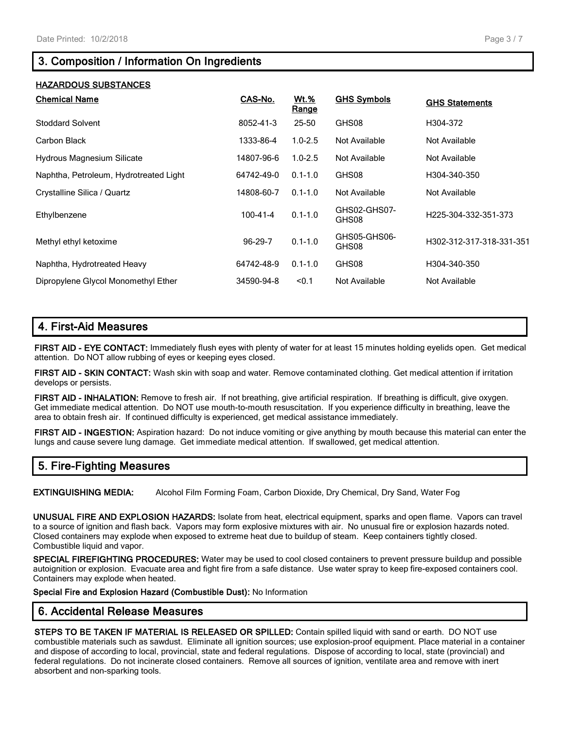## 3. Composition / Information On Ingredients

**HAZARDOUS SUBSTANCES**

| Chemical Name | CAS-No. | Wt.% Range | GHS Symbols | GHS Statements |
|---|---|---|---|---|
| Stoddard Solvent | 8052-41-3 | 25-50 | GHS08 | H304-372 |
| Carbon Black | 1333-86-4 | 1.0-2.5 | Not Available | Not Available |
| Hydrous Magnesium Silicate | 14807-96-6 | 1.0-2.5 | Not Available | Not Available |
| Naphtha, Petroleum, Hydrotreated Light | 64742-49-0 | 0.1-1.0 | GHS08 | H304-340-350 |
| Crystalline Silica / Quartz | 14808-60-7 | 0.1-1.0 | Not Available | Not Available |
| Ethylbenzene | 100-41-4 | 0.1-1.0 | GHS02-GHS07-GHS08 | H225-304-332-351-373 |
| Methyl ethyl ketoxime | 96-29-7 | 0.1-1.0 | GHS05-GHS06-GHS08 | H302-312-317-318-331-351 |
| Naphtha, Hydrotreated Heavy | 64742-48-9 | 0.1-1.0 | GHS08 | H304-340-350 |
| Dipropylene Glycol Monomethyl Ether | 34590-94-8 | <0.1 | Not Available | Not Available |

## 4. First-Aid Measures

**FIRST AID - EYE CONTACT:** Immediately flush eyes with plenty of water for at least 15 minutes holding eyelids open. Get medical attention. Do NOT allow rubbing of eyes or keeping eyes closed.

**FIRST AID - SKIN CONTACT:** Wash skin with soap and water. Remove contaminated clothing. Get medical attention if irritation develops or persists.

**FIRST AID - INHALATION:** Remove to fresh air. If not breathing, give artificial respiration. If breathing is difficult, give oxygen. Get immediate medical attention. Do NOT use mouth-to-mouth resuscitation. If you experience difficulty in breathing, leave the area to obtain fresh air. If continued difficulty is experienced, get medical assistance immediately.

**FIRST AID - INGESTION:** Aspiration hazard: Do not induce vomiting or give anything by mouth because this material can enter the lungs and cause severe lung damage. Get immediate medical attention. If swallowed, get medical attention.

## 5. Fire-Fighting Measures

**EXTINGUISHING MEDIA:** Alcohol Film Forming Foam, Carbon Dioxide, Dry Chemical, Dry Sand, Water Fog

**UNUSUAL FIRE AND EXPLOSION HAZARDS:** Isolate from heat, electrical equipment, sparks and open flame. Vapors can travel to a source of ignition and flash back. Vapors may form explosive mixtures with air. No unusual fire or explosion hazards noted. Closed containers may explode when exposed to extreme heat due to buildup of steam. Keep containers tightly closed. Combustible liquid and vapor.

**SPECIAL FIREFIGHTING PROCEDURES:** Water may be used to cool closed containers to prevent pressure buildup and possible autoignition or explosion. Evacuate area and fight fire from a safe distance. Use water spray to keep fire-exposed containers cool. Containers may explode when heated.

**Special Fire and Explosion Hazard (Combustible Dust):** No Information

## 6. Accidental Release Measures

**STEPS TO BE TAKEN IF MATERIAL IS RELEASED OR SPILLED:** Contain spilled liquid with sand or earth. DO NOT use combustible materials such as sawdust. Eliminate all ignition sources; use explosion-proof equipment. Place material in a container and dispose of according to local, provincial, state and federal regulations. Dispose of according to local, state (provincial) and federal regulations. Do not incinerate closed containers. Remove all sources of ignition, ventilate area and remove with inert absorbent and non-sparking tools.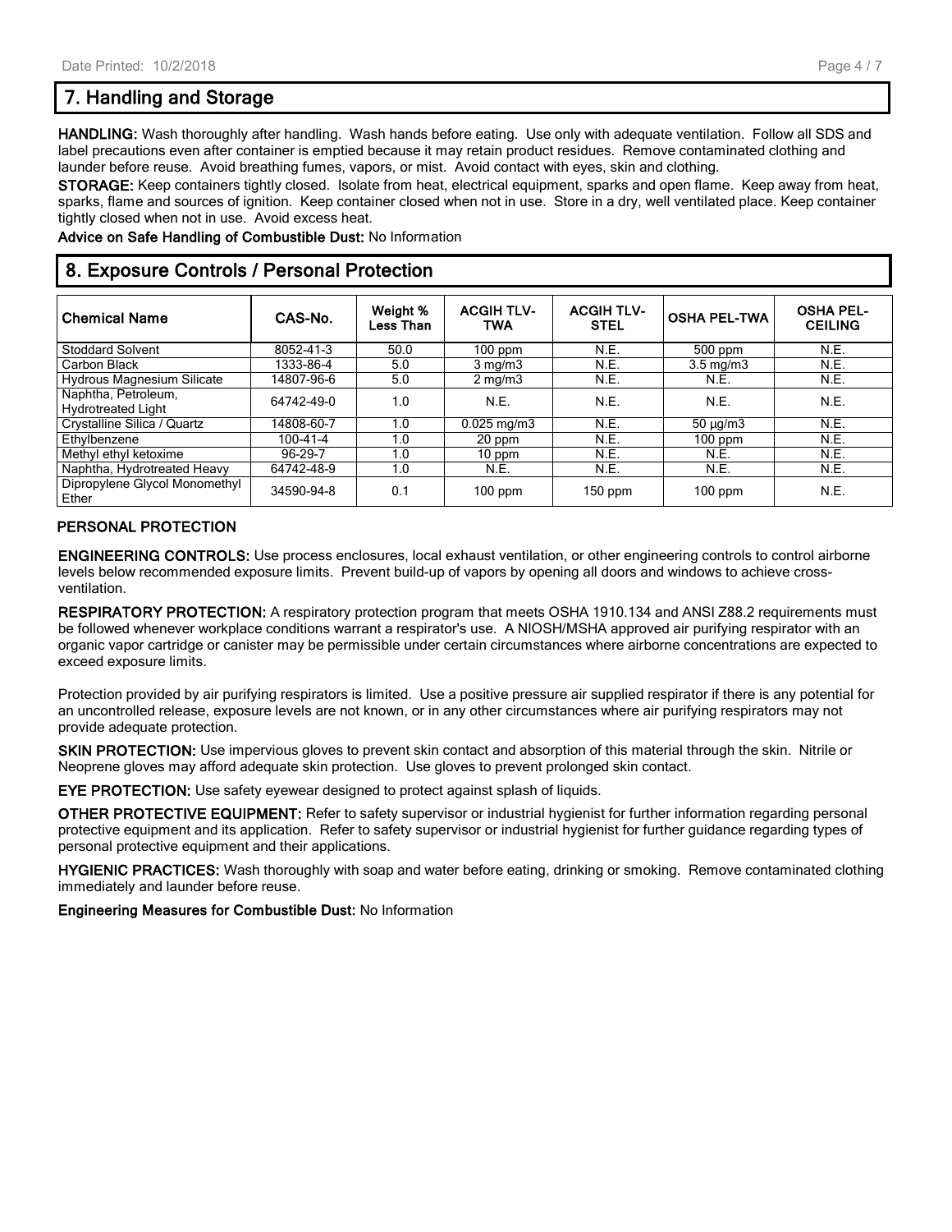## 7. Handling and Storage

**HANDLING:** Wash thoroughly after handling. Wash hands before eating. Use only with adequate ventilation. Follow all SDS and label precautions even after container is emptied because it may retain product residues. Remove contaminated clothing and launder before reuse. Avoid breathing fumes, vapors, or mist. Avoid contact with eyes, skin and clothing.

**STORAGE:** Keep containers tightly closed. Isolate from heat, electrical equipment, sparks and open flame. Keep away from heat, sparks, flame and sources of ignition. Keep container closed when not in use. Store in a dry, well ventilated place. Keep container tightly closed when not in use. Avoid excess heat.

**Advice on Safe Handling of Combustible Dust:** No Information

## 8. Exposure Controls / Personal Protection

| Chemical Name | CAS-No. | Weight % Less Than | ACGIH TLV-TWA | ACGIH TLV-STEL | OSHA PEL-TWA | OSHA PEL-CEILING |
|---|---|---|---|---|---|---|
| Stoddard Solvent | 8052-41-3 | 50.0 | 100 ppm | N.E. | 500 ppm | N.E. |
| Carbon Black | 1333-86-4 | 5.0 | 3 mg/m3 | N.E. | 3.5 mg/m3 | N.E. |
| Hydrous Magnesium Silicate | 14807-96-6 | 5.0 | 2 mg/m3 | N.E. | N.E. | N.E. |
| Naphtha, Petroleum, Hydrotreated Light | 64742-49-0 | 1.0 | N.E. | N.E. | N.E. | N.E. |
| Crystalline Silica / Quartz | 14808-60-7 | 1.0 | 0.025 mg/m3 | N.E. | 50 µg/m3 | N.E. |
| Ethylbenzene | 100-41-4 | 1.0 | 20 ppm | N.E. | 100 ppm | N.E. |
| Methyl ethyl ketoxime | 96-29-7 | 1.0 | 10 ppm | N.E. | N.E. | N.E. |
| Naphtha, Hydrotreated Heavy | 64742-48-9 | 1.0 | N.E. | N.E. | N.E. | N.E. |
| Dipropylene Glycol Monomethyl Ether | 34590-94-8 | 0.1 | 100 ppm | 150 ppm | 100 ppm | N.E. |

### PERSONAL PROTECTION

**ENGINEERING CONTROLS:** Use process enclosures, local exhaust ventilation, or other engineering controls to control airborne levels below recommended exposure limits. Prevent build-up of vapors by opening all doors and windows to achieve cross-ventilation.

**RESPIRATORY PROTECTION:** A respiratory protection program that meets OSHA 1910.134 and ANSI Z88.2 requirements must be followed whenever workplace conditions warrant a respirator's use. A NIOSH/MSHA approved air purifying respirator with an organic vapor cartridge or canister may be permissible under certain circumstances where airborne concentrations are expected to exceed exposure limits.

Protection provided by air purifying respirators is limited. Use a positive pressure air supplied respirator if there is any potential for an uncontrolled release, exposure levels are not known, or in any other circumstances where air purifying respirators may not provide adequate protection.

**SKIN PROTECTION:** Use impervious gloves to prevent skin contact and absorption of this material through the skin. Nitrile or Neoprene gloves may afford adequate skin protection. Use gloves to prevent prolonged skin contact.

**EYE PROTECTION:** Use safety eyewear designed to protect against splash of liquids.

**OTHER PROTECTIVE EQUIPMENT:** Refer to safety supervisor or industrial hygienist for further information regarding personal protective equipment and its application. Refer to safety supervisor or industrial hygienist for further guidance regarding types of personal protective equipment and their applications.

**HYGIENIC PRACTICES:** Wash thoroughly with soap and water before eating, drinking or smoking. Remove contaminated clothing immediately and launder before reuse.

**Engineering Measures for Combustible Dust:** No Information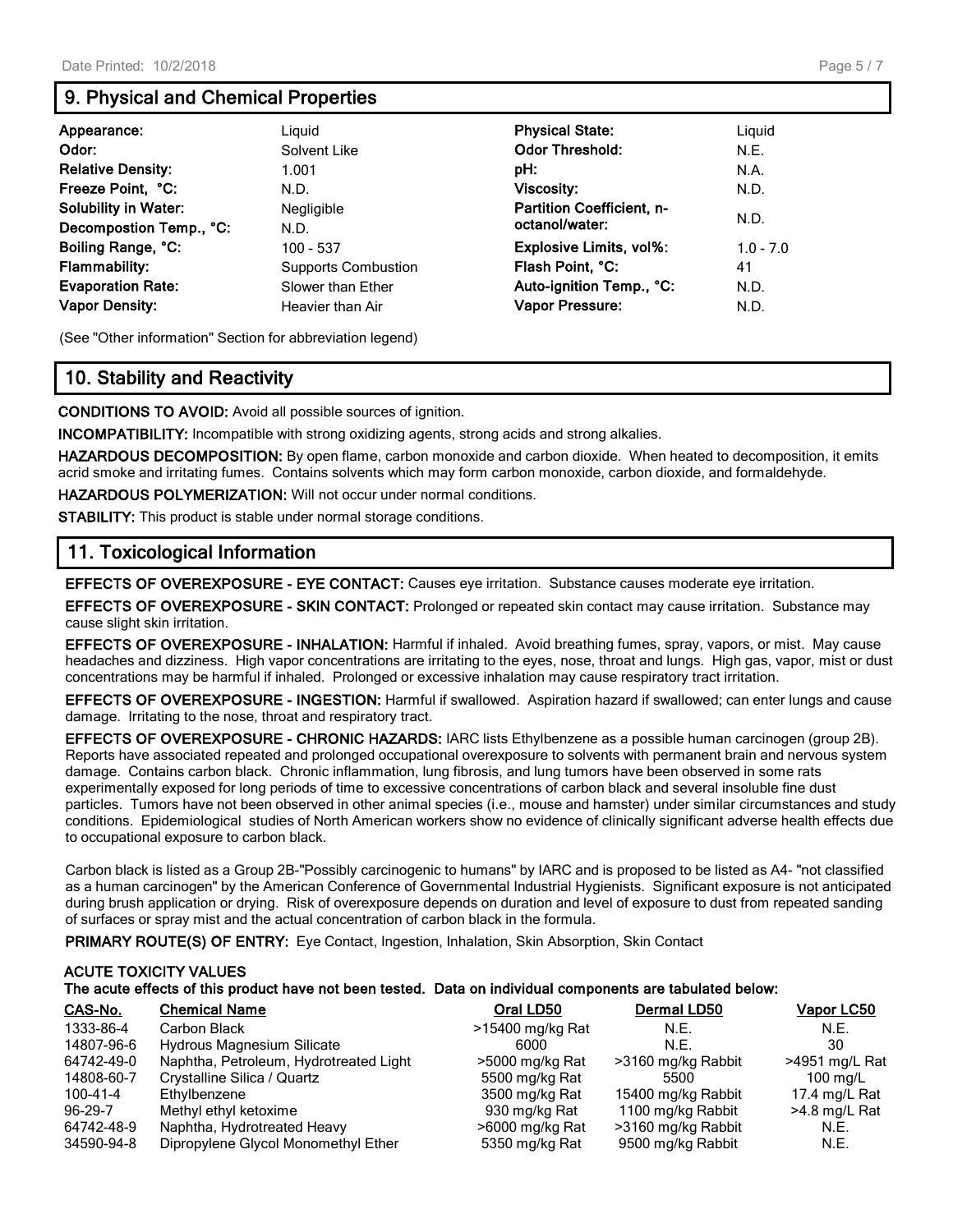## 9. Physical and Chemical Properties

| | | | |
|---|---|---|---|
| **Appearance:** | Liquid | **Physical State:** | Liquid |
| **Odor:** | Solvent Like | **Odor Threshold:** | N.E. |
| **Relative Density:** | 1.001 | **pH:** | N.A. |
| **Freeze Point, °C:** | N.D. | **Viscosity:** | N.D. |
| **Solubility in Water:** | Negligible | **Partition Coefficient, n-octanol/water:** | N.D. |
| **Decompostion Temp., °C:** | N.D. | | |
| **Boiling Range, °C:** | 100 - 537 | **Explosive Limits, vol%:** | 1.0 - 7.0 |
| **Flammability:** | Supports Combustion | **Flash Point, °C:** | 41 |
| **Evaporation Rate:** | Slower than Ether | **Auto-ignition Temp., °C:** | N.D. |
| **Vapor Density:** | Heavier than Air | **Vapor Pressure:** | N.D. |

(See "Other information" Section for abbreviation legend)

## 10. Stability and Reactivity

**CONDITIONS TO AVOID:** Avoid all possible sources of ignition.

**INCOMPATIBILITY:** Incompatible with strong oxidizing agents, strong acids and strong alkalies.

**HAZARDOUS DECOMPOSITION:** By open flame, carbon monoxide and carbon dioxide. When heated to decomposition, it emits acrid smoke and irritating fumes. Contains solvents which may form carbon monoxide, carbon dioxide, and formaldehyde.

**HAZARDOUS POLYMERIZATION:** Will not occur under normal conditions.

**STABILITY:** This product is stable under normal storage conditions.

## 11. Toxicological Information

**EFFECTS OF OVEREXPOSURE - EYE CONTACT:** Causes eye irritation. Substance causes moderate eye irritation.

**EFFECTS OF OVEREXPOSURE - SKIN CONTACT:** Prolonged or repeated skin contact may cause irritation. Substance may cause slight skin irritation.

**EFFECTS OF OVEREXPOSURE - INHALATION:** Harmful if inhaled. Avoid breathing fumes, spray, vapors, or mist. May cause headaches and dizziness. High vapor concentrations are irritating to the eyes, nose, throat and lungs. High gas, vapor, mist or dust concentrations may be harmful if inhaled. Prolonged or excessive inhalation may cause respiratory tract irritation.

**EFFECTS OF OVEREXPOSURE - INGESTION:** Harmful if swallowed. Aspiration hazard if swallowed; can enter lungs and cause damage. Irritating to the nose, throat and respiratory tract.

**EFFECTS OF OVEREXPOSURE - CHRONIC HAZARDS:** IARC lists Ethylbenzene as a possible human carcinogen (group 2B). Reports have associated repeated and prolonged occupational overexposure to solvents with permanent brain and nervous system damage. Contains carbon black. Chronic inflammation, lung fibrosis, and lung tumors have been observed in some rats experimentally exposed for long periods of time to excessive concentrations of carbon black and several insoluble fine dust particles. Tumors have not been observed in other animal species (i.e., mouse and hamster) under similar circumstances and study conditions. Epidemiological studies of North American workers show no evidence of clinically significant adverse health effects due to occupational exposure to carbon black.

Carbon black is listed as a Group 2B-"Possibly carcinogenic to humans" by IARC and is proposed to be listed as A4- "not classified as a human carcinogen" by the American Conference of Governmental Industrial Hygienists. Significant exposure is not anticipated during brush application or drying. Risk of overexposure depends on duration and level of exposure to dust from repeated sanding of surfaces or spray mist and the actual concentration of carbon black in the formula.

**PRIMARY ROUTE(S) OF ENTRY:** Eye Contact, Ingestion, Inhalation, Skin Absorption, Skin Contact

**ACUTE TOXICITY VALUES**

**The acute effects of this product have not been tested. Data on individual components are tabulated below:**

| CAS-No. | Chemical Name | Oral LD50 | Dermal LD50 | Vapor LC50 |
|---|---|---|---|---|
| 1333-86-4 | Carbon Black | >15400 mg/kg Rat | N.E. | N.E. |
| 14807-96-6 | Hydrous Magnesium Silicate | 6000 | N.E. | 30 |
| 64742-49-0 | Naphtha, Petroleum, Hydrotreated Light | >5000 mg/kg Rat | >3160 mg/kg Rabbit | >4951 mg/L Rat |
| 14808-60-7 | Crystalline Silica / Quartz | 5500 mg/kg Rat | 5500 | 100 mg/L |
| 100-41-4 | Ethylbenzene | 3500 mg/kg Rat | 15400 mg/kg Rabbit | 17.4 mg/L Rat |
| 96-29-7 | Methyl ethyl ketoxime | 930 mg/kg Rat | 1100 mg/kg Rabbit | >4.8 mg/L Rat |
| 64742-48-9 | Naphtha, Hydrotreated Heavy | >6000 mg/kg Rat | >3160 mg/kg Rabbit | N.E. |
| 34590-94-8 | Dipropylene Glycol Monomethyl Ether | 5350 mg/kg Rat | 9500 mg/kg Rabbit | N.E. |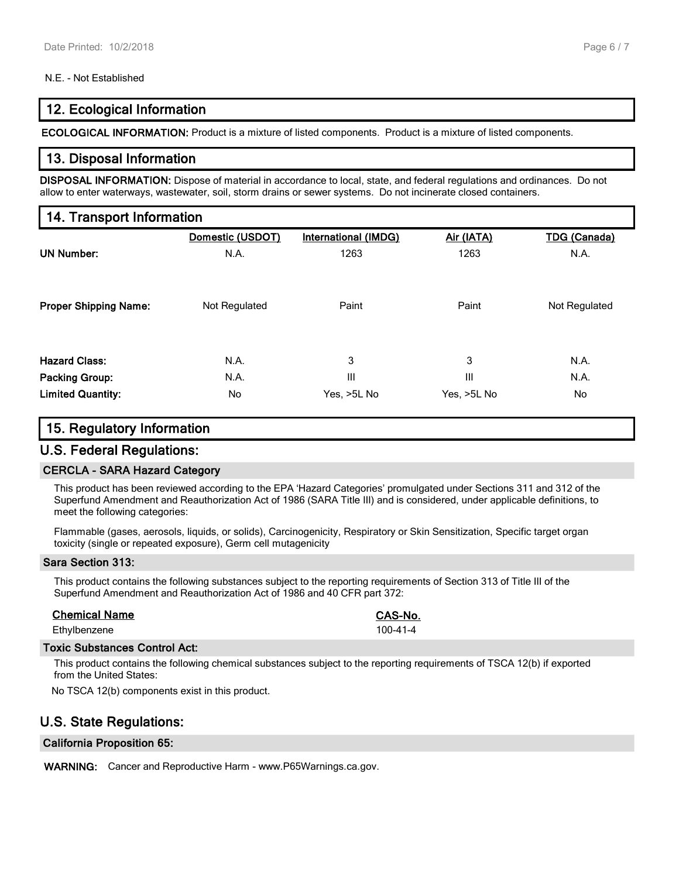N.E. - Not Established

## 12. Ecological Information

**ECOLOGICAL INFORMATION:** Product is a mixture of listed components. Product is a mixture of listed components.

## 13. Disposal Information

**DISPOSAL INFORMATION:** Dispose of material in accordance to local, state, and federal regulations and ordinances. Do not allow to enter waterways, wastewater, soil, storm drains or sewer systems. Do not incinerate closed containers.

## 14. Transport Information

| | Domestic (USDOT) | International (IMDG) | Air (IATA) | TDG (Canada) |
|---|---|---|---|---|
| **UN Number:** | N.A. | 1263 | 1263 | N.A. |
| **Proper Shipping Name:** | Not Regulated | Paint | Paint | Not Regulated |
| **Hazard Class:** | N.A. | 3 | 3 | N.A. |
| **Packing Group:** | N.A. | III | III | N.A. |
| **Limited Quantity:** | No | Yes, >5L No | Yes, >5L No | No |

## 15. Regulatory Information

## U.S. Federal Regulations:

### CERCLA - SARA Hazard Category

This product has been reviewed according to the EPA 'Hazard Categories' promulgated under Sections 311 and 312 of the Superfund Amendment and Reauthorization Act of 1986 (SARA Title III) and is considered, under applicable definitions, to meet the following categories:

Flammable (gases, aerosols, liquids, or solids), Carcinogenicity, Respiratory or Skin Sensitization, Specific target organ toxicity (single or repeated exposure), Germ cell mutagenicity

### Sara Section 313:

This product contains the following substances subject to the reporting requirements of Section 313 of Title III of the Superfund Amendment and Reauthorization Act of 1986 and 40 CFR part 372:

| Chemical Name | CAS-No. |
|---|---|
| Ethylbenzene | 100-41-4 |

### Toxic Substances Control Act:

This product contains the following chemical substances subject to the reporting requirements of TSCA 12(b) if exported from the United States:

No TSCA 12(b) components exist in this product.

## U.S. State Regulations:

### California Proposition 65:

**WARNING:** Cancer and Reproductive Harm - www.P65Warnings.ca.gov.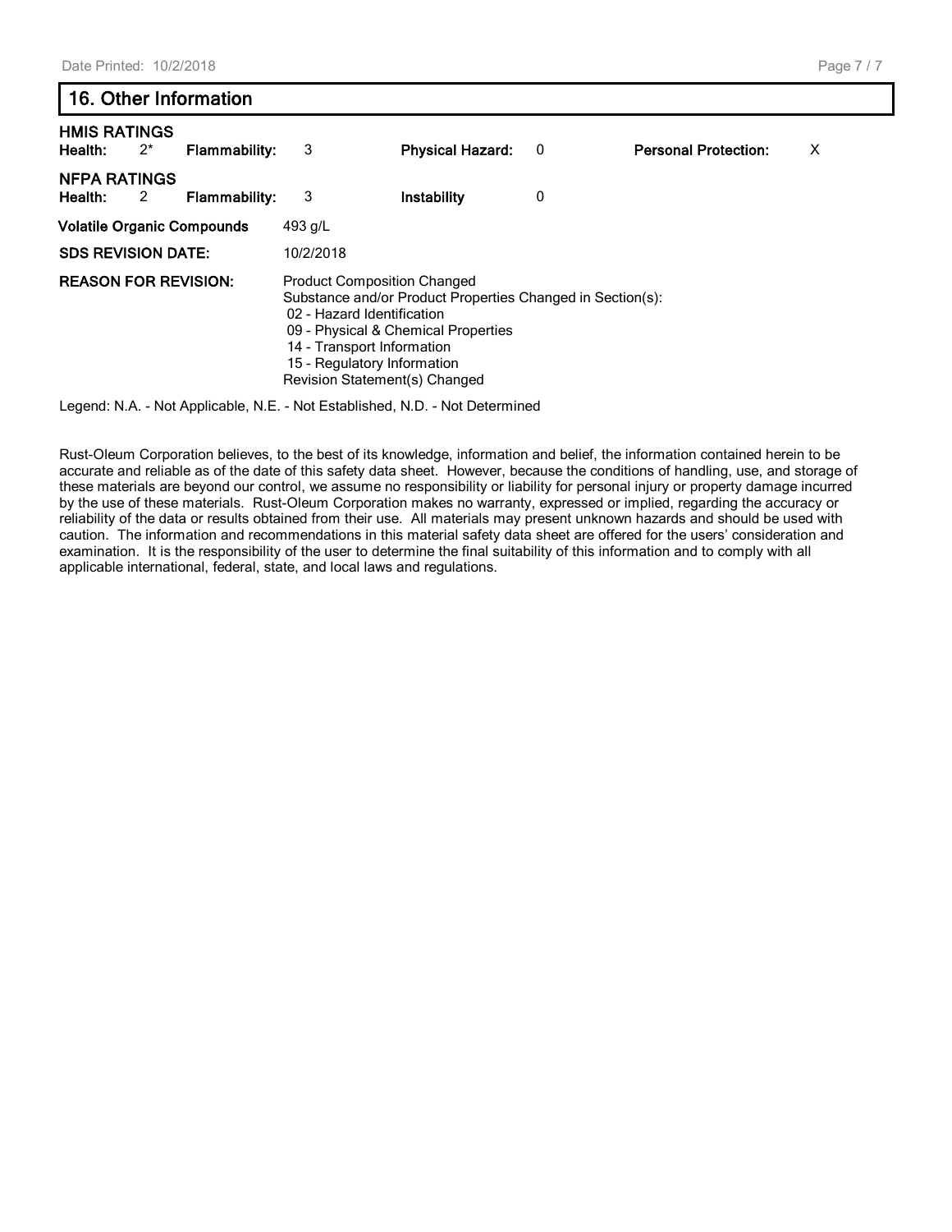## 16. Other Information

**HMIS RATINGS**

| | | | | | | | |
|---|---|---|---|---|---|---|---|
| **Health:** | 2* | **Flammability:** | 3 | **Physical Hazard:** | 0 | **Personal Protection:** | X |

**NFPA RATINGS**

| | | | | | |
|---|---|---|---|---|---|
| **Health:** | 2 | **Flammability:** | 3 | **Instability** | 0 |

**Volatile Organic Compounds** 493 g/L

**SDS REVISION DATE:** 10/2/2018

**REASON FOR REVISION:**

Product Composition Changed
Substance and/or Product Properties Changed in Section(s):
02 - Hazard Identification
09 - Physical & Chemical Properties
14 - Transport Information
15 - Regulatory Information
Revision Statement(s) Changed

Legend: N.A. - Not Applicable, N.E. - Not Established, N.D. - Not Determined

Rust-Oleum Corporation believes, to the best of its knowledge, information and belief, the information contained herein to be accurate and reliable as of the date of this safety data sheet. However, because the conditions of handling, use, and storage of these materials are beyond our control, we assume no responsibility or liability for personal injury or property damage incurred by the use of these materials. Rust-Oleum Corporation makes no warranty, expressed or implied, regarding the accuracy or reliability of the data or results obtained from their use. All materials may present unknown hazards and should be used with caution. The information and recommendations in this material safety data sheet are offered for the users' consideration and examination. It is the responsibility of the user to determine the final suitability of this information and to comply with all applicable international, federal, state, and local laws and regulations.